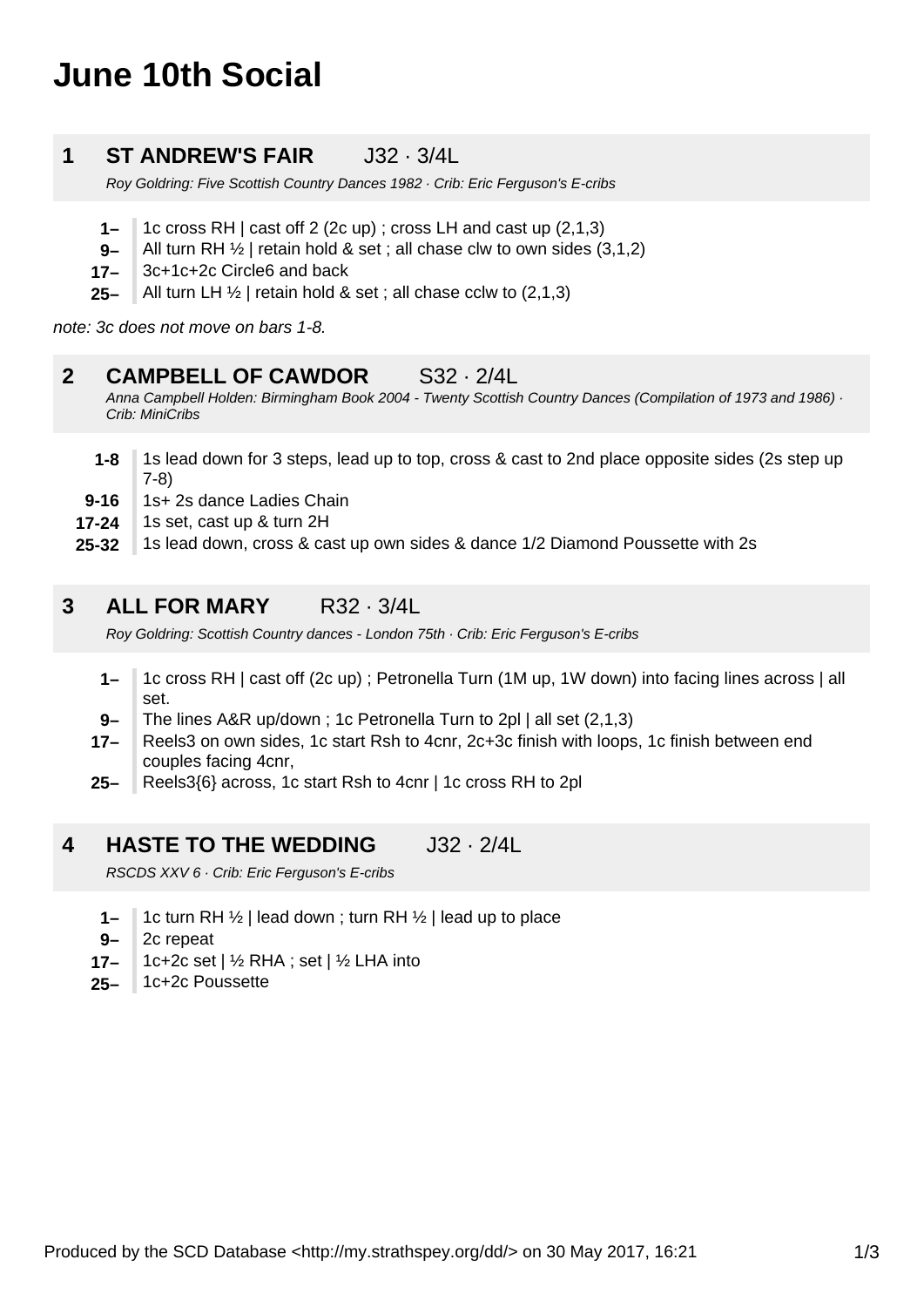# June 10th Social

## 1 ST ANDREW'S FAIR J32 · 3/4L

*Roy Goldring: Five Scottish Country Dances 1982 · Crib: Eric Ferguson's E-cribs*

| | |
|---|---|
| **1–** | 1c cross RH \| cast off 2 (2c up) ; cross LH and cast up (2,1,3) |
| **9–** | All turn RH ½ \| retain hold & set ; all chase clw to own sides (3,1,2) |
| **17–** | 3c+1c+2c Circle6 and back |
| **25–** | All turn LH ½ \| retain hold & set ; all chase cclw to (2,1,3) |

*note: 3c does not move on bars 1-8.*

## 2 CAMPBELL OF CAWDOR S32 · 2/4L

*Anna Campbell Holden: Birmingham Book 2004 - Twenty Scottish Country Dances (Compilation of 1973 and 1986) · Crib: MiniCribs*

| | |
|---|---|
| **1-8** | 1s lead down for 3 steps, lead up to top, cross & cast to 2nd place opposite sides (2s step up 7-8) |
| **9-16** | 1s+ 2s dance Ladies Chain |
| **17-24** | 1s set, cast up & turn 2H |
| **25-32** | 1s lead down, cross & cast up own sides & dance 1/2 Diamond Poussette with 2s |

## 3 ALL FOR MARY R32 · 3/4L

*Roy Goldring: Scottish Country dances - London 75th · Crib: Eric Ferguson's E-cribs*

| | |
|---|---|
| **1–** | 1c cross RH \| cast off (2c up) ; Petronella Turn (1M up, 1W down) into facing lines across \| all set. |
| **9–** | The lines A&R up/down ; 1c Petronella Turn to 2pl \| all set (2,1,3) |
| **17–** | Reels3 on own sides, 1c start Rsh to 4cnr, 2c+3c finish with loops, 1c finish between end couples facing 4cnr, |
| **25–** | Reels3{6} across, 1c start Rsh to 4cnr \| 1c cross RH to 2pl |

## 4 HASTE TO THE WEDDING J32 · 2/4L

*RSCDS XXV 6 · Crib: Eric Ferguson's E-cribs*

| | |
|---|---|
| **1–** | 1c turn RH ½ \| lead down ; turn RH ½ \| lead up to place |
| **9–** | 2c repeat |
| **17–** | 1c+2c set \| ½ RHA ; set \| ½ LHA into |
| **25–** | 1c+2c Poussette |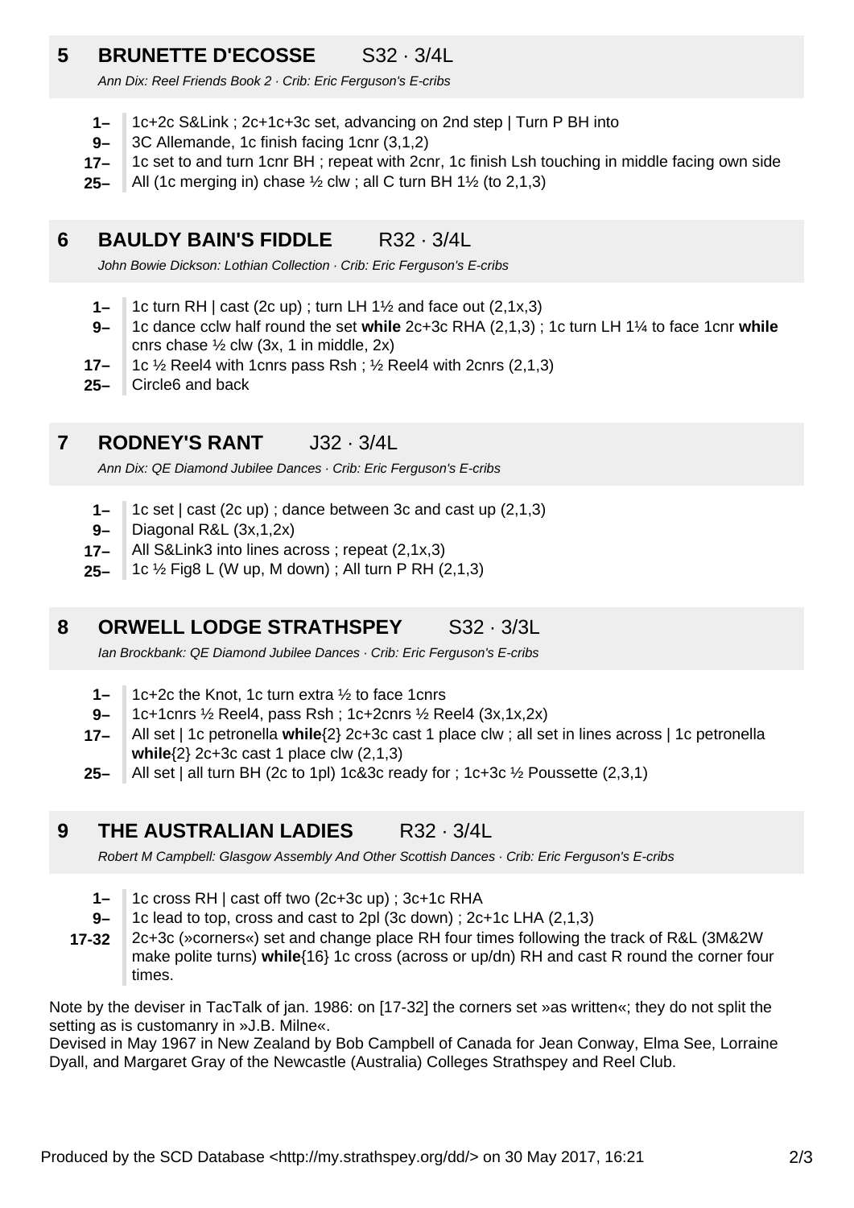## 5 BRUNETTE D'ECOSSE S32 · 3/4L

*Ann Dix: Reel Friends Book 2 · Crib: Eric Ferguson's E-cribs*

- **1–** 1c+2c S&Link ; 2c+1c+3c set, advancing on 2nd step | Turn P BH into
- **9–** 3C Allemande, 1c finish facing 1cnr (3,1,2)
- **17–** 1c set to and turn 1cnr BH ; repeat with 2cnr, 1c finish Lsh touching in middle facing own side
- **25–** All (1c merging in) chase ½ clw ; all C turn BH 1½ (to 2,1,3)

## 6 BAULDY BAIN'S FIDDLE R32 · 3/4L

*John Bowie Dickson: Lothian Collection · Crib: Eric Ferguson's E-cribs*

- **1–** 1c turn RH | cast (2c up) ; turn LH 1½ and face out (2,1x,3)
- **9–** 1c dance cclw half round the set **while** 2c+3c RHA (2,1,3) ; 1c turn LH 1¼ to face 1cnr **while** cnrs chase ½ clw (3x, 1 in middle, 2x)
- **17–** 1c ½ Reel4 with 1cnrs pass Rsh ; ½ Reel4 with 2cnrs (2,1,3)
- **25–** Circle6 and back

## 7 RODNEY'S RANT J32 · 3/4L

*Ann Dix: QE Diamond Jubilee Dances · Crib: Eric Ferguson's E-cribs*

- **1–** 1c set | cast (2c up) ; dance between 3c and cast up (2,1,3)
- **9–** Diagonal R&L (3x,1,2x)
- **17–** All S&Link3 into lines across ; repeat (2,1x,3)
- **25–** 1c ½ Fig8 L (W up, M down) ; All turn P RH (2,1,3)

## 8 ORWELL LODGE STRATHSPEY S32 · 3/3L

*Ian Brockbank: QE Diamond Jubilee Dances · Crib: Eric Ferguson's E-cribs*

- **1–** 1c+2c the Knot, 1c turn extra ½ to face 1cnrs
- **9–** 1c+1cnrs ½ Reel4, pass Rsh ; 1c+2cnrs ½ Reel4 (3x,1x,2x)
- **17–** All set | 1c petronella **while**{2} 2c+3c cast 1 place clw ; all set in lines across | 1c petronella **while**{2} 2c+3c cast 1 place clw (2,1,3)
- **25–** All set | all turn BH (2c to 1pl) 1c&3c ready for ; 1c+3c ½ Poussette (2,3,1)

## 9 THE AUSTRALIAN LADIES R32 · 3/4L

*Robert M Campbell: Glasgow Assembly And Other Scottish Dances · Crib: Eric Ferguson's E-cribs*

- **1–** 1c cross RH | cast off two (2c+3c up) ; 3c+1c RHA
- **9–** 1c lead to top, cross and cast to 2pl (3c down) ; 2c+1c LHA (2,1,3)
- **17-32** 2c+3c (»corners«) set and change place RH four times following the track of R&L (3M&2W make polite turns) **while**{16} 1c cross (across or up/dn) RH and cast R round the corner four times.

Note by the deviser in TacTalk of jan. 1986: on [17-32] the corners set »as written«; they do not split the setting as is customanry in »J.B. Milne«.
Devised in May 1967 in New Zealand by Bob Campbell of Canada for Jean Conway, Elma See, Lorraine Dyall, and Margaret Gray of the Newcastle (Australia) Colleges Strathspey and Reel Club.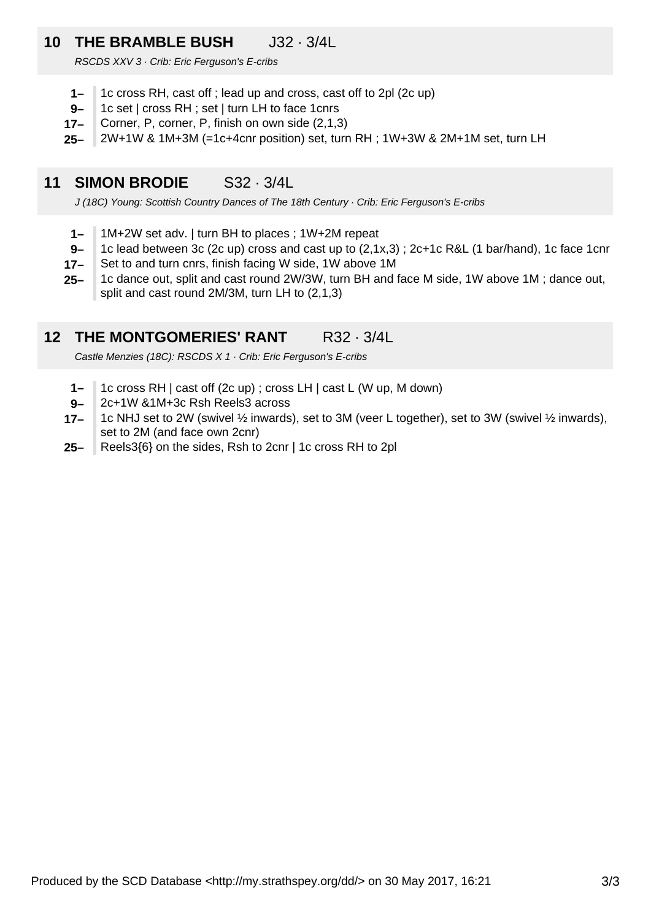## 10 THE BRAMBLE BUSH J32 · 3/4L

*RSCDS XXV 3 · Crib: Eric Ferguson's E-cribs*

**1–** 1c cross RH, cast off ; lead up and cross, cast off to 2pl (2c up)
**9–** 1c set | cross RH ; set | turn LH to face 1cnrs
**17–** Corner, P, corner, P, finish on own side (2,1,3)
**25–** 2W+1W & 1M+3M (=1c+4cnr position) set, turn RH ; 1W+3W & 2M+1M set, turn LH

## 11 SIMON BRODIE S32 · 3/4L

*J (18C) Young: Scottish Country Dances of The 18th Century · Crib: Eric Ferguson's E-cribs*

**1–** 1M+2W set adv. | turn BH to places ; 1W+2M repeat
**9–** 1c lead between 3c (2c up) cross and cast up to (2,1x,3) ; 2c+1c R&L (1 bar/hand), 1c face 1cnr
**17–** Set to and turn cnrs, finish facing W side, 1W above 1M
**25–** 1c dance out, split and cast round 2W/3W, turn BH and face M side, 1W above 1M ; dance out, split and cast round 2M/3M, turn LH to (2,1,3)

## 12 THE MONTGOMERIES' RANT R32 · 3/4L

*Castle Menzies (18C): RSCDS X 1 · Crib: Eric Ferguson's E-cribs*

**1–** 1c cross RH | cast off (2c up) ; cross LH | cast L (W up, M down)
**9–** 2c+1W &1M+3c Rsh Reels3 across
**17–** 1c NHJ set to 2W (swivel ½ inwards), set to 3M (veer L together), set to 3W (swivel ½ inwards), set to 2M (and face own 2cnr)
**25–** Reels3{6} on the sides, Rsh to 2cnr | 1c cross RH to 2pl